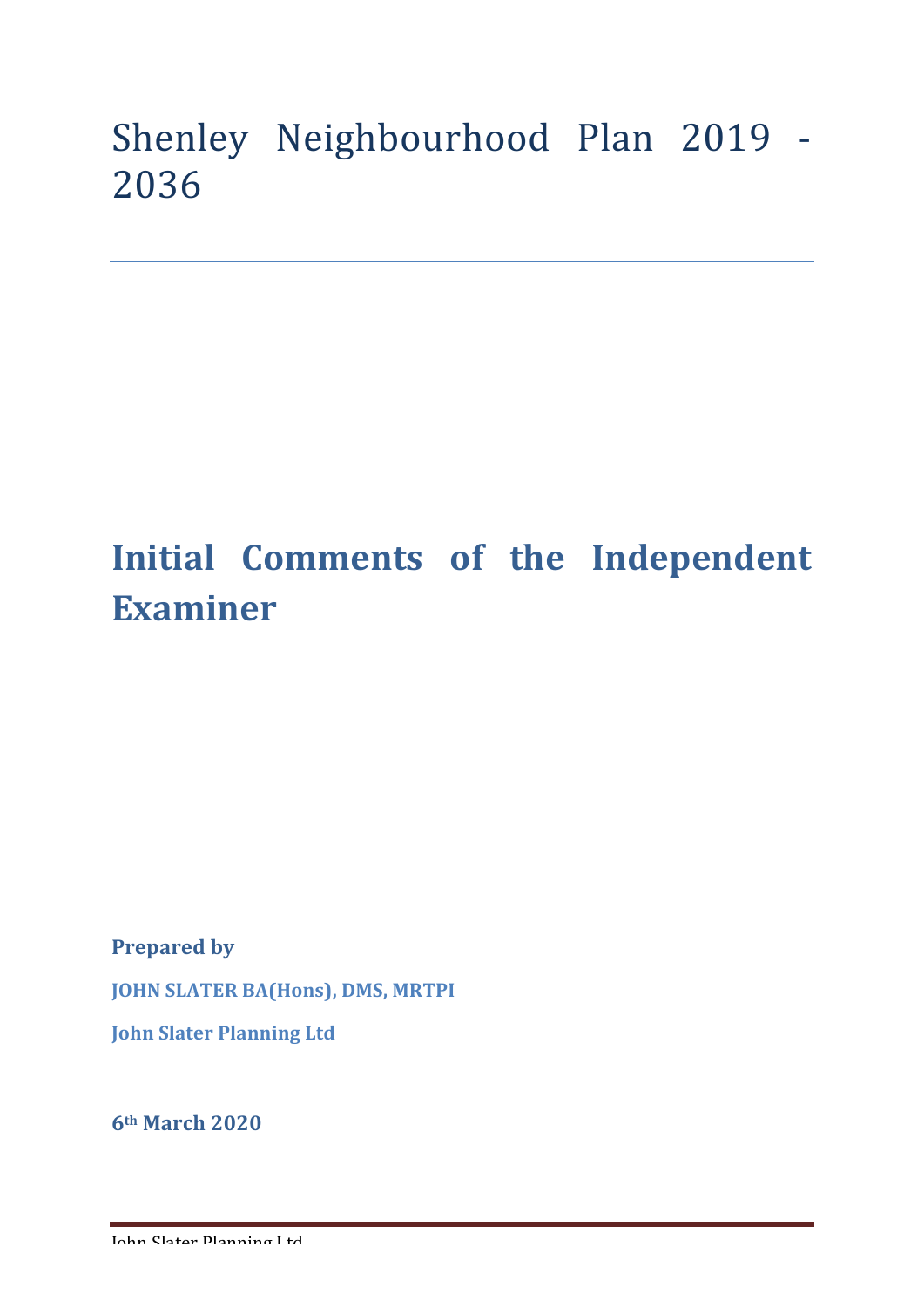# Shenley Neighbourhood Plan 2019 - 2036

## Initial Comments of the Independent Examiner

**Prepared by**

**JOHN SLATER BA(Hons), DMS, MRTPI**

**John Slater Planning Ltd**

**6th March 2020**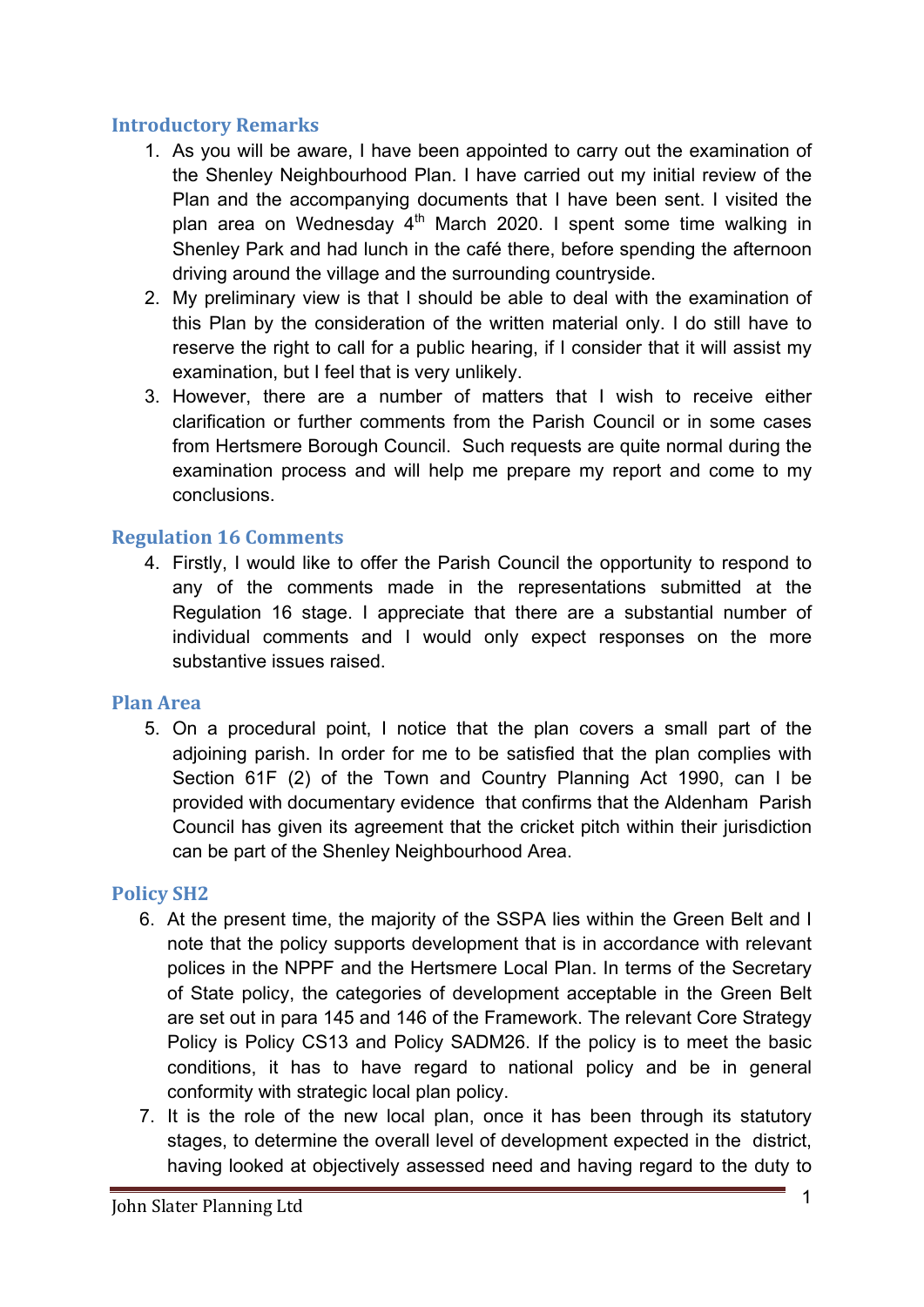## Introductory Remarks

1. As you will be aware, I have been appointed to carry out the examination of the Shenley Neighbourhood Plan. I have carried out my initial review of the Plan and the accompanying documents that I have been sent. I visited the plan area on Wednesday 4th March 2020. I spent some time walking in Shenley Park and had lunch in the café there, before spending the afternoon driving around the village and the surrounding countryside.
2. My preliminary view is that I should be able to deal with the examination of this Plan by the consideration of the written material only. I do still have to reserve the right to call for a public hearing, if I consider that it will assist my examination, but I feel that is very unlikely.
3. However, there are a number of matters that I wish to receive either clarification or further comments from the Parish Council or in some cases from Hertsmere Borough Council. Such requests are quite normal during the examination process and will help me prepare my report and come to my conclusions.

## Regulation 16 Comments

4. Firstly, I would like to offer the Parish Council the opportunity to respond to any of the comments made in the representations submitted at the Regulation 16 stage. I appreciate that there are a substantial number of individual comments and I would only expect responses on the more substantive issues raised.

## Plan Area

5. On a procedural point, I notice that the plan covers a small part of the adjoining parish. In order for me to be satisfied that the plan complies with Section 61F (2) of the Town and Country Planning Act 1990, can I be provided with documentary evidence that confirms that the Aldenham Parish Council has given its agreement that the cricket pitch within their jurisdiction can be part of the Shenley Neighbourhood Area.

## Policy SH2

6. At the present time, the majority of the SSPA lies within the Green Belt and I note that the policy supports development that is in accordance with relevant polices in the NPPF and the Hertsmere Local Plan. In terms of the Secretary of State policy, the categories of development acceptable in the Green Belt are set out in para 145 and 146 of the Framework. The relevant Core Strategy Policy is Policy CS13 and Policy SADM26. If the policy is to meet the basic conditions, it has to have regard to national policy and be in general conformity with strategic local plan policy.
7. It is the role of the new local plan, once it has been through its statutory stages, to determine the overall level of development expected in the district, having looked at objectively assessed need and having regard to the duty to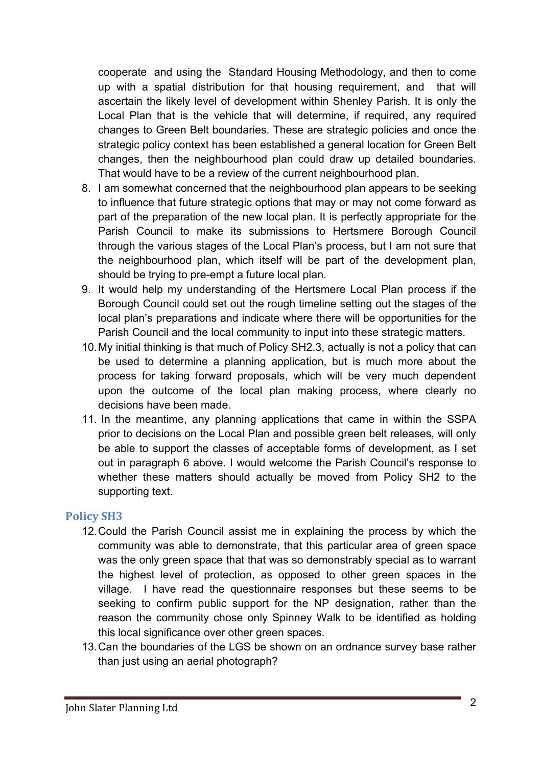cooperate and using the Standard Housing Methodology, and then to come up with a spatial distribution for that housing requirement, and that will ascertain the likely level of development within Shenley Parish. It is only the Local Plan that is the vehicle that will determine, if required, any required changes to Green Belt boundaries. These are strategic policies and once the strategic policy context has been established a general location for Green Belt changes, then the neighbourhood plan could draw up detailed boundaries. That would have to be a review of the current neighbourhood plan.

8. I am somewhat concerned that the neighbourhood plan appears to be seeking to influence that future strategic options that may or may not come forward as part of the preparation of the new local plan. It is perfectly appropriate for the Parish Council to make its submissions to Hertsmere Borough Council through the various stages of the Local Plan's process, but I am not sure that the neighbourhood plan, which itself will be part of the development plan, should be trying to pre-empt a future local plan.
9. It would help my understanding of the Hertsmere Local Plan process if the Borough Council could set out the rough timeline setting out the stages of the local plan's preparations and indicate where there will be opportunities for the Parish Council and the local community to input into these strategic matters.
10. My initial thinking is that much of Policy SH2.3, actually is not a policy that can be used to determine a planning application, but is much more about the process for taking forward proposals, which will be very much dependent upon the outcome of the local plan making process, where clearly no decisions have been made.
11. In the meantime, any planning applications that came in within the SSPA prior to decisions on the Local Plan and possible green belt releases, will only be able to support the classes of acceptable forms of development, as I set out in paragraph 6 above. I would welcome the Parish Council's response to whether these matters should actually be moved from Policy SH2 to the supporting text.

## Policy SH3

12. Could the Parish Council assist me in explaining the process by which the community was able to demonstrate, that this particular area of green space was the only green space that that was so demonstrably special as to warrant the highest level of protection, as opposed to other green spaces in the village. I have read the questionnaire responses but these seems to be seeking to confirm public support for the NP designation, rather than the reason the community chose only Spinney Walk to be identified as holding this local significance over other green spaces.
13. Can the boundaries of the LGS be shown on an ordnance survey base rather than just using an aerial photograph?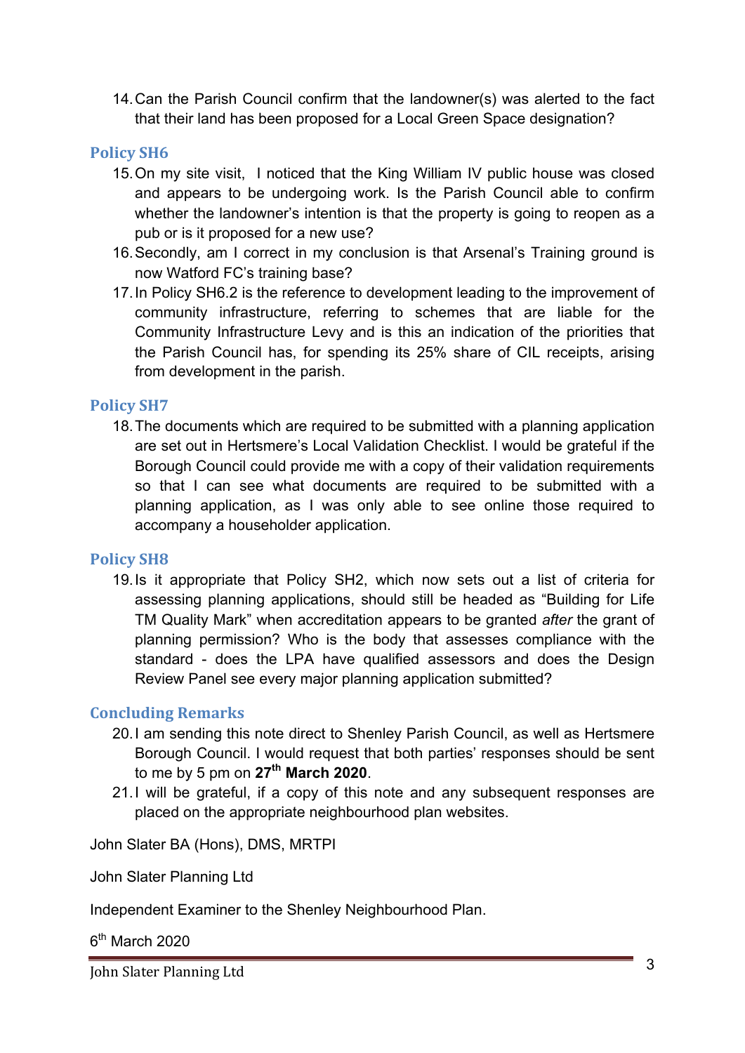14. Can the Parish Council confirm that the landowner(s) was alerted to the fact that their land has been proposed for a Local Green Space designation?

## Policy SH6

15. On my site visit, I noticed that the King William IV public house was closed and appears to be undergoing work. Is the Parish Council able to confirm whether the landowner's intention is that the property is going to reopen as a pub or is it proposed for a new use?
16. Secondly, am I correct in my conclusion is that Arsenal's Training ground is now Watford FC's training base?
17. In Policy SH6.2 is the reference to development leading to the improvement of community infrastructure, referring to schemes that are liable for the Community Infrastructure Levy and is this an indication of the priorities that the Parish Council has, for spending its 25% share of CIL receipts, arising from development in the parish.

## Policy SH7

18. The documents which are required to be submitted with a planning application are set out in Hertsmere's Local Validation Checklist. I would be grateful if the Borough Council could provide me with a copy of their validation requirements so that I can see what documents are required to be submitted with a planning application, as I was only able to see online those required to accompany a householder application.

## Policy SH8

19. Is it appropriate that Policy SH2, which now sets out a list of criteria for assessing planning applications, should still be headed as "Building for Life TM Quality Mark" when accreditation appears to be granted *after* the grant of planning permission? Who is the body that assesses compliance with the standard - does the LPA have qualified assessors and does the Design Review Panel see every major planning application submitted?

## Concluding Remarks

20. I am sending this note direct to Shenley Parish Council, as well as Hertsmere Borough Council. I would request that both parties' responses should be sent to me by 5 pm on **27th March 2020**.
21. I will be grateful, if a copy of this note and any subsequent responses are placed on the appropriate neighbourhood plan websites.

John Slater BA (Hons), DMS, MRTPI

John Slater Planning Ltd

Independent Examiner to the Shenley Neighbourhood Plan.

6th March 2020